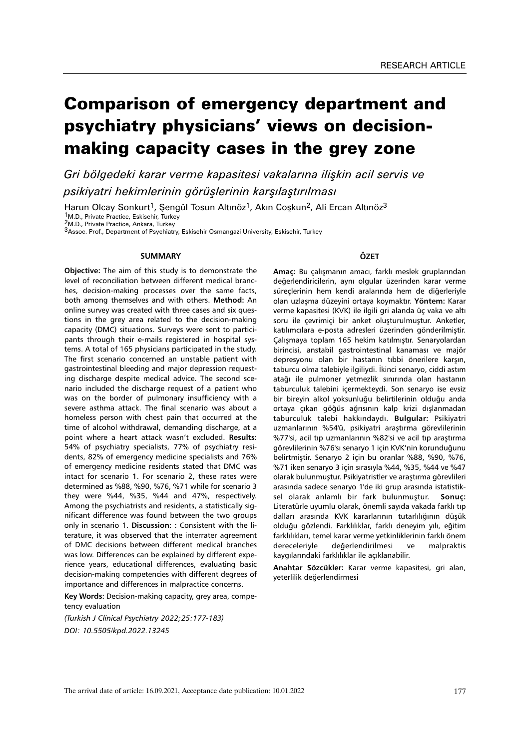RESEARCH ARTICLE

# Comparison of emergency department and psychiatry physicians' views on decision-making capacity cases in the grey zone

*Gri bölgedeki karar verme kapasitesi vakalarına ilişkin acil servis ve psikiyatri hekimlerinin görüşlerinin karşılaştırılması*

Harun Olcay Sonkurt[1], Şengül Tosun Altınöz[1], Akın Coşkun[2], Ali Ercan Altınöz[3]

[1]M.D., Private Practice, Eskisehir, Turkey
[2]M.D., Private Practice, Ankara, Turkey
[3]Assoc. Prof., Department of Psychiatry, Eskisehir Osmangazi University, Eskisehir, Turkey

## SUMMARY

**Objective:** The aim of this study is to demonstrate the level of reconciliation between different medical branches, decision-making processes over the same facts, both among themselves and with others. **Method:** An online survey was created with three cases and six questions in the grey area related to the decision-making capacity (DMC) situations. Surveys were sent to participants through their e-mails registered in hospital systems. A total of 165 physicians participated in the study. The first scenario concerned an unstable patient with gastrointestinal bleeding and major depression requesting discharge despite medical advice. The second scenario included the discharge request of a patient who was on the border of pulmonary insufficiency with a severe asthma attack. The final scenario was about a homeless person with chest pain that occurred at the time of alcohol withdrawal, demanding discharge, at a point where a heart attack wasn't excluded. **Results:** 54% of psychiatry specialists, 77% of psychiatry residents, 82% of emergency medicine specialists and 76% of emergency medicine residents stated that DMC was intact for scenario 1. For scenario 2, these rates were determined as %88, %90, %76, %71 while for scenario 3 they were %44, %35, %44 and 47%, respectively. Among the psychiatrists and residents, a statistically significant difference was found between the two groups only in scenario 1. **Discussion:** : Consistent with the literature, it was observed that the interrater agreement of DMC decisions between different medical branches was low. Differences can be explained by different experience years, educational differences, evaluating basic decision-making competencies with different degrees of importance and differences in malpractice concerns.

**Key Words:** Decision-making capacity, grey area, competency evaluation

*(Turkish J Clinical Psychiatry 2022;25:177-183)*

*DOI: 10.5505/kpd.2022.13245*

## ÖZET

**Amaç:** Bu çalışmanın amacı, farklı meslek gruplarından değerlendiricilerin, aynı olgular üzerinden karar verme süreçlerinin hem kendi aralarında hem de diğerleriyle olan uzlaşma düzeyini ortaya koymaktır. **Yöntem:** Karar verme kapasitesi (KVK) ile ilgili gri alanda üç vaka ve altı soru ile çevrimiçi bir anket oluşturulmuştur. Anketler, katılımcılara e-posta adresleri üzerinden gönderilmiştir. Çalışmaya toplam 165 hekim katılmıştır. Senaryolardan birincisi, anstabil gastrointestinal kanaması ve majör depresyonu olan bir hastanın tıbbi önerilere karşın, taburcu olma talebiyle ilgiliydi. İkinci senaryo, ciddi astım atağı ile pulmoner yetmezlik sınırında olan hastanın taburculuk talebini içermekteydi. Son senaryo ise evsiz bir bireyin alkol yoksunluğu belirtilerinin olduğu anda ortaya çıkan göğüs ağrısının kalp krizi dışlanmadan taburculuk talebi hakkındaydı. **Bulgular:** Psikiyatri uzmanlarının %54'ü, psikiyatri araştırma görevlilerinin %77'si, acil tıp uzmanlarının %82'si ve acil tıp araştırma görevlilerinin %76'sı senaryo 1 için KVK'nin korunduğunu belirtmiştir. Senaryo 2 için bu oranlar %88, %90, %76, %71 iken senaryo 3 için sırasıyla %44, %35, %44 ve %47 olarak bulunmuştur. Psikiyatristler ve araştırma görevlileri arasında sadece senaryo 1'de iki grup arasında istatistiksel olarak anlamlı bir fark bulunmuştur. **Sonuç:** Literatürle uyumlu olarak, önemli sayıda vakada farklı tıp dalları arasında KVK kararlarının tutarlılığının düşük olduğu gözlendi. Farklılıklar, farklı deneyim yılı, eğitim farklılıkları, temel karar verme yetkinliklerinin farklı önem dereceleriyle değerlendirilmesi ve malpraktis kaygılarındaki farklılıklar ile açıklanabilir.

**Anahtar Sözcükler:** Karar verme kapasitesi, gri alan, yeterlilik değerlendirmesi

The arrival date of article: 16.09.2021, Acceptance date publication: 10.01.2022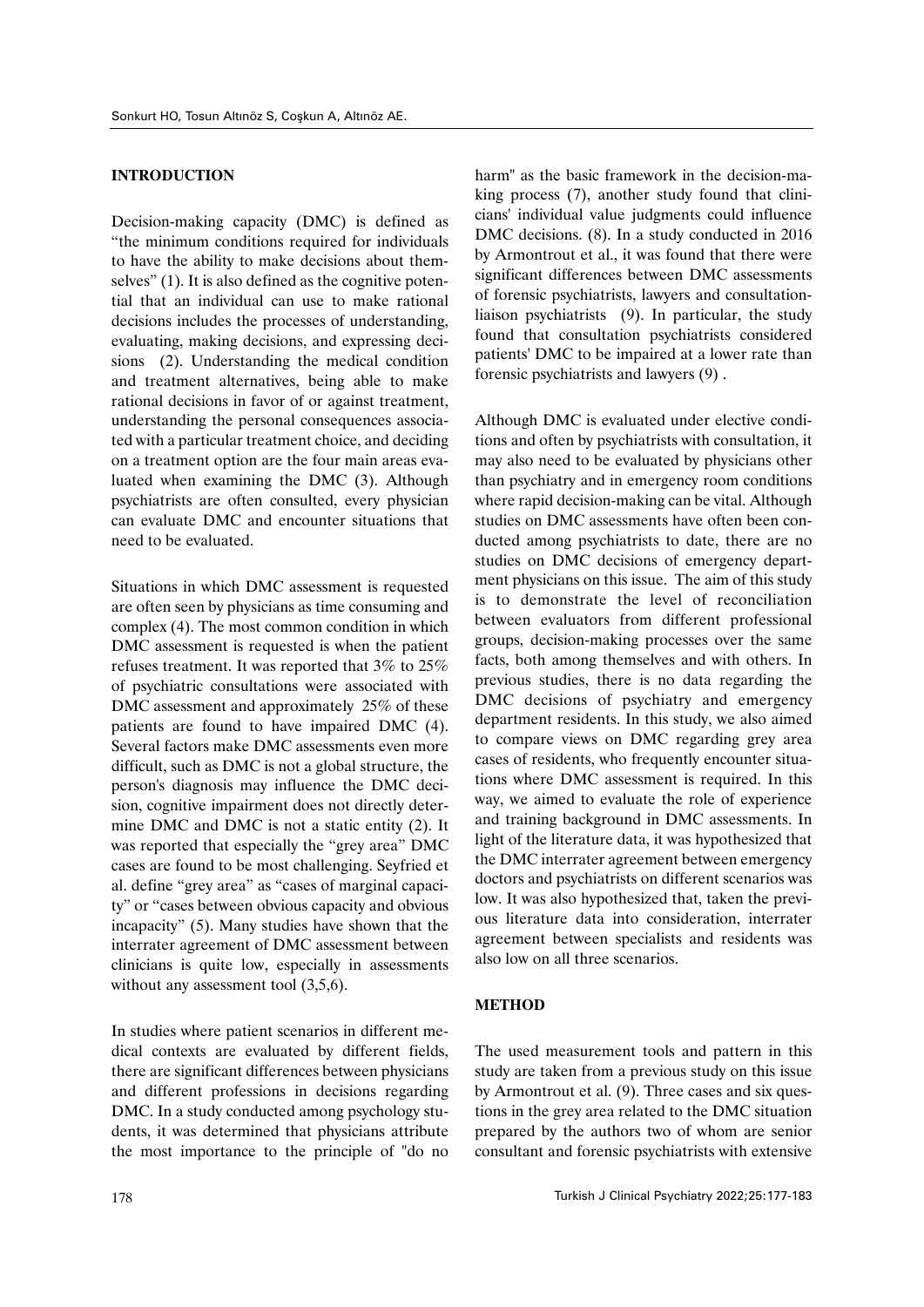## INTRODUCTION

Decision-making capacity (DMC) is defined as "the minimum conditions required for individuals to have the ability to make decisions about themselves" (1). It is also defined as the cognitive potential that an individual can use to make rational decisions includes the processes of understanding, evaluating, making decisions, and expressing decisions (2). Understanding the medical condition and treatment alternatives, being able to make rational decisions in favor of or against treatment, understanding the personal consequences associated with a particular treatment choice, and deciding on a treatment option are the four main areas evaluated when examining the DMC (3). Although psychiatrists are often consulted, every physician can evaluate DMC and encounter situations that need to be evaluated.

Situations in which DMC assessment is requested are often seen by physicians as time consuming and complex (4). The most common condition in which DMC assessment is requested is when the patient refuses treatment. It was reported that 3% to 25% of psychiatric consultations were associated with DMC assessment and approximately 25% of these patients are found to have impaired DMC (4). Several factors make DMC assessments even more difficult, such as DMC is not a global structure, the person's diagnosis may influence the DMC decision, cognitive impairment does not directly determine DMC and DMC is not a static entity (2). It was reported that especially the "grey area" DMC cases are found to be most challenging. Seyfried et al. define "grey area" as "cases of marginal capacity" or "cases between obvious capacity and obvious incapacity" (5). Many studies have shown that the interrater agreement of DMC assessment between clinicians is quite low, especially in assessments without any assessment tool (3,5,6).

In studies where patient scenarios in different medical contexts are evaluated by different fields, there are significant differences between physicians and different professions in decisions regarding DMC. In a study conducted among psychology students, it was determined that physicians attribute the most importance to the principle of "do no harm" as the basic framework in the decision-making process (7), another study found that clinicians' individual value judgments could influence DMC decisions. (8). In a study conducted in 2016 by Armontrout et al., it was found that there were significant differences between DMC assessments of forensic psychiatrists, lawyers and consultation-liaison psychiatrists (9). In particular, the study found that consultation psychiatrists considered patients' DMC to be impaired at a lower rate than forensic psychiatrists and lawyers (9) .

Although DMC is evaluated under elective conditions and often by psychiatrists with consultation, it may also need to be evaluated by physicians other than psychiatry and in emergency room conditions where rapid decision-making can be vital. Although studies on DMC assessments have often been conducted among psychiatrists to date, there are no studies on DMC decisions of emergency department physicians on this issue. The aim of this study is to demonstrate the level of reconciliation between evaluators from different professional groups, decision-making processes over the same facts, both among themselves and with others. In previous studies, there is no data regarding the DMC decisions of psychiatry and emergency department residents. In this study, we also aimed to compare views on DMC regarding grey area cases of residents, who frequently encounter situations where DMC assessment is required. In this way, we aimed to evaluate the role of experience and training background in DMC assessments. In light of the literature data, it was hypothesized that the DMC interrater agreement between emergency doctors and psychiatrists on different scenarios was low. It was also hypothesized that, taken the previous literature data into consideration, interrater agreement between specialists and residents was also low on all three scenarios.

## METHOD

The used measurement tools and pattern in this study are taken from a previous study on this issue by Armontrout et al. (9). Three cases and six questions in the grey area related to the DMC situation prepared by the authors two of whom are senior consultant and forensic psychiatrists with extensive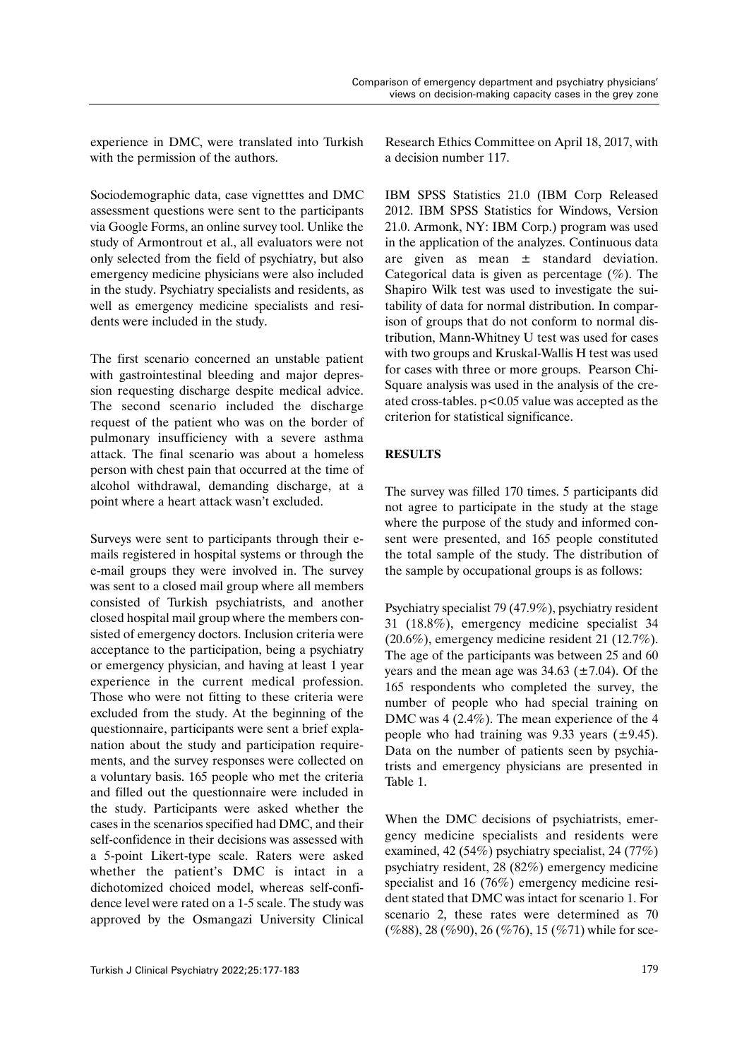experience in DMC, were translated into Turkish with the permission of the authors.

Sociodemographic data, case vignetttes and DMC assessment questions were sent to the participants via Google Forms, an online survey tool. Unlike the study of Armontrout et al., all evaluators were not only selected from the field of psychiatry, but also emergency medicine physicians were also included in the study. Psychiatry specialists and residents, as well as emergency medicine specialists and residents were included in the study.

The first scenario concerned an unstable patient with gastrointestinal bleeding and major depression requesting discharge despite medical advice. The second scenario included the discharge request of the patient who was on the border of pulmonary insufficiency with a severe asthma attack. The final scenario was about a homeless person with chest pain that occurred at the time of alcohol withdrawal, demanding discharge, at a point where a heart attack wasn't excluded.

Surveys were sent to participants through their e-mails registered in hospital systems or through the e-mail groups they were involved in. The survey was sent to a closed mail group where all members consisted of Turkish psychiatrists, and another closed hospital mail group where the members consisted of emergency doctors. Inclusion criteria were acceptance to the participation, being a psychiatry or emergency physician, and having at least 1 year experience in the current medical profession. Those who were not fitting to these criteria were excluded from the study. At the beginning of the questionnaire, participants were sent a brief explanation about the study and participation requirements, and the survey responses were collected on a voluntary basis. 165 people who met the criteria and filled out the questionnaire were included in the study. Participants were asked whether the cases in the scenarios specified had DMC, and their self-confidence in their decisions was assessed with a 5-point Likert-type scale. Raters were asked whether the patient's DMC is intact in a dichotomized choiced model, whereas self-confidence level were rated on a 1-5 scale. The study was approved by the Osmangazi University Clinical Research Ethics Committee on April 18, 2017, with a decision number 117.

IBM SPSS Statistics 21.0 (IBM Corp Released 2012. IBM SPSS Statistics for Windows, Version 21.0. Armonk, NY: IBM Corp.) program was used in the application of the analyzes. Continuous data are given as mean ± standard deviation. Categorical data is given as percentage (%). The Shapiro Wilk test was used to investigate the suitability of data for normal distribution. In comparison of groups that do not conform to normal distribution, Mann-Whitney U test was used for cases with two groups and Kruskal-Wallis H test was used for cases with three or more groups. Pearson Chi-Square analysis was used in the analysis of the created cross-tables. $p<0.05$ value was accepted as the criterion for statistical significance.

## RESULTS

The survey was filled 170 times. 5 participants did not agree to participate in the study at the stage where the purpose of the study and informed consent were presented, and 165 people constituted the total sample of the study. The distribution of the sample by occupational groups is as follows:

Psychiatry specialist 79 (47.9%), psychiatry resident 31 (18.8%), emergency medicine specialist 34 (20.6%), emergency medicine resident 21 (12.7%). The age of the participants was between 25 and 60 years and the mean age was 34.63 (±7.04). Of the 165 respondents who completed the survey, the number of people who had special training on DMC was 4 (2.4%). The mean experience of the 4 people who had training was 9.33 years (±9.45). Data on the number of patients seen by psychiatrists and emergency physicians are presented in Table 1.

When the DMC decisions of psychiatrists, emergency medicine specialists and residents were examined, 42 (54%) psychiatry specialist, 24 (77%) psychiatry resident, 28 (82%) emergency medicine specialist and 16 (76%) emergency medicine resident stated that DMC was intact for scenario 1. For scenario 2, these rates were determined as 70 (%88), 28 (%90), 26 (%76), 15 (%71) while for sce-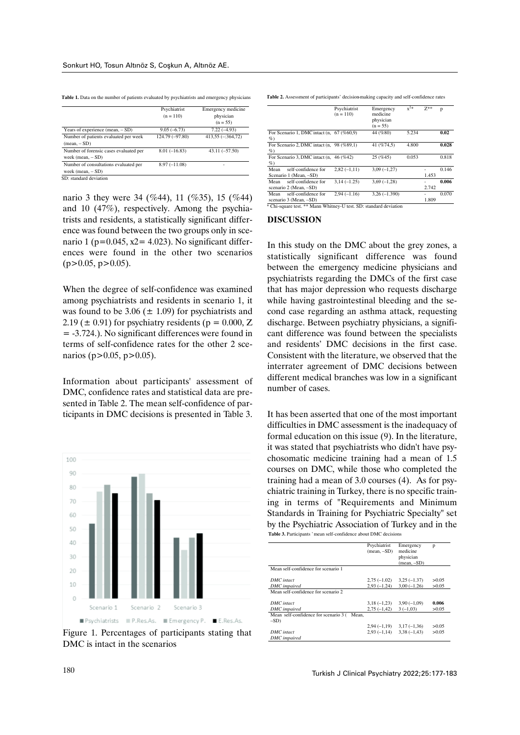**Table 1.** Data on the number of patients evaluated by psychiatrists and emergency physicians

| | Psychiatrist (n = 110) | Emergency medicine physician (n = 55) |
|---|---|---|
| Years of experience (mean, – SD) | 9.05 (–6.73) | 7.22 (–4.93) |
| Number of patients evaluated per week (mean, – SD) | 124.79 (–97.80) | 413,55 (–:364,72) |
| Number of forensic cases evaluated per week (mean, – SD) | 8.01 (–16.83) | 43.11 (–57.50) |
| Number of consultations evaluated per week (mean, – SD) | 8.97 (–11.08) | - |

SD: standard deviation

nario 3 they were 34 (%44), 11 (%35), 15 (%44) and 10 (47%), respectively. Among the psychiatrists and residents, a statistically significant difference was found between the two groups only in scenario 1 (p=0.045, x2= 4.023). No significant differences were found in the other two scenarios (p>0.05, p>0.05).

When the degree of self-confidence was examined among psychiatrists and residents in scenario 1, it was found to be 3.06 (± 1.09) for psychiatrists and 2.19 (± 0.91) for psychiatry residents (p = 0.000, Z = -3.724.). No significant differences were found in terms of self-confidence rates for the other 2 scenarios (p>0.05, p>0.05).

Information about participants' assessment of DMC, confidence rates and statistical data are presented in Table 2. The mean self-confidence of participants in DMC decisions is presented in Table 3.

Figure 1. Percentages of participants stating that DMC is intact in the scenarios

**Table 2.** Assessment of participants' decision-making capacity and self-confidence rates

| | Psychiatrist (n = 110) | Emergency medicine physician (n = 55) | $x^2$* | Z** | p |
|---|---|---|---|---|---|
| For Scenario 1, DMC intact (n, %) | 67 (%60,9) | 44 (%80) | 5.234 | | **0.02** |
| For Scenario 2, DMC intact (n, %) | 98 (%89,1) | 41 (%74,5) | 4.800 | | **0.028** |
| For Scenario 3, DMC intact (n, %) | 46 (%42) | 25 (%45) | 0.053 | | 0.818 |
| Mean self-confidence for Scenario 1 (Mean, –SD) | 2,82 (–1,11) | 3,09 (–1,27) | | -1.453 | 0.146 |
| Mean self-confidence for scenario 2 (Mean, –SD) | 3,14 (–1.25) | 3,69 (–1,28) | | -2.742 | **0.006** |
| Mean self-confidence for scenario 3 (Mean, –SD) | 2,94 (–1.16) | 3,26 (–1.390) | | -1.809 | 0.070 |

* Chi-square test. ** Mann Whitney-U test. SD: standard deviation

## DISCUSSION

In this study on the DMC about the grey zones, a statistically significant difference was found between the emergency medicine physicians and psychiatrists regarding the DMCs of the first case that has major depression who requests discharge while having gastrointestinal bleeding and the second case regarding an asthma attack, requesting discharge. Between psychiatry physicians, a significant difference was found between the specialists and residents' DMC decisions in the first case. Consistent with the literature, we observed that the interrater agreement of DMC decisions between different medical branches was low in a significant number of cases.

It has been asserted that one of the most important difficulties in DMC assessment is the inadequacy of formal education on this issue (9). In the literature, it was stated that psychiatrists who didn't have psychosomatic medicine training had a mean of 1.5 courses on DMC, while those who completed the training had a mean of 3.0 courses (4). As for psychiatric training in Turkey, there is no specific training in terms of "Requirements and Minimum Standards in Training for Psychiatric Specialty" set by the Psychiatric Association of Turkey and in the

**Table 3.** Participants' mean self-confidence about DMC decisions

| | Psychiatrist (mean, –SD) | Emergency medicine physician (mean, –SD) | p |
|---|---|---|---|
| Mean self-confidence for scenario 1 | | | |
| *DMC intact* | 2,75 (–1.02) | 3,25 (–1.37) | >0.05 |
| *DMC impaired* | 2,93 (–1.24) | 3,00 (–1.26) | >0.05 |
| Mean self-confidence for scenario 2 | | | |
| *DMC intact* | 3,18 (–1,23) | 3,90 (–1,09) | **0.006** |
| *DMC impaired* | 2,75 (–1,42) | 3 (–1,03) | >0.05 |
| Mean self-confidence for scenario 3 (Mean, –SD) | | | |
| *DMC intact* | 2,94 (–1,19) | 3,17 (–1,36) | >0.05 |
| *DMC impaired* | 2,93 (–1,14) | 3,38 (–1,43) | >0.05 |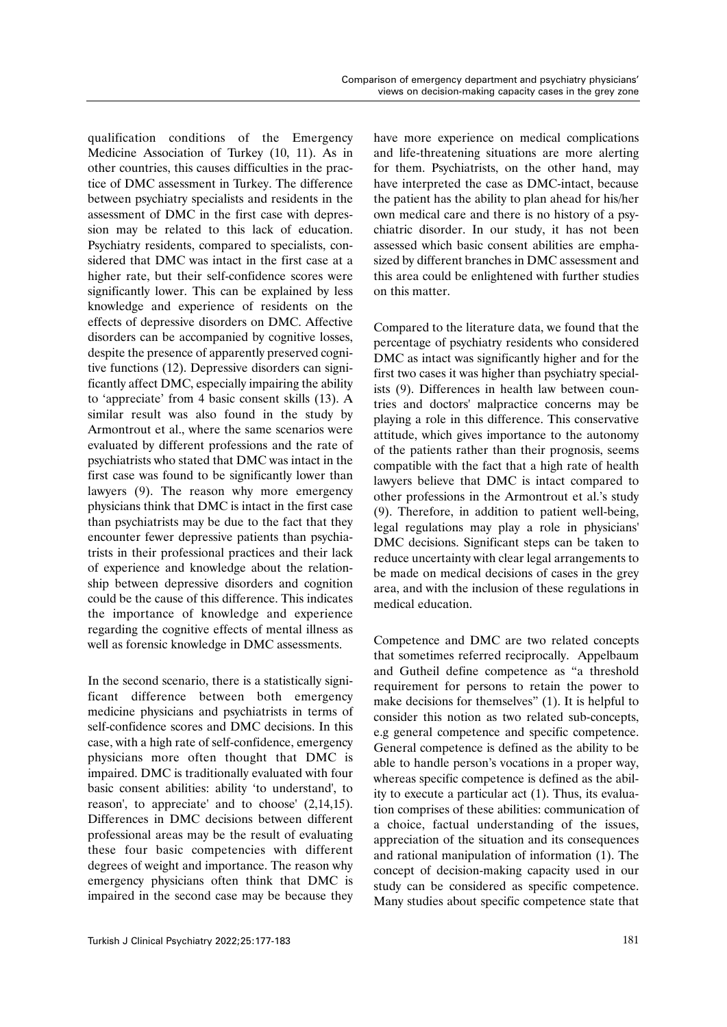qualification conditions of the Emergency Medicine Association of Turkey (10, 11). As in other countries, this causes difficulties in the practice of DMC assessment in Turkey. The difference between psychiatry specialists and residents in the assessment of DMC in the first case with depression may be related to this lack of education. Psychiatry residents, compared to specialists, considered that DMC was intact in the first case at a higher rate, but their self-confidence scores were significantly lower. This can be explained by less knowledge and experience of residents on the effects of depressive disorders on DMC. Affective disorders can be accompanied by cognitive losses, despite the presence of apparently preserved cognitive functions (12). Depressive disorders can significantly affect DMC, especially impairing the ability to 'appreciate' from 4 basic consent skills (13). A similar result was also found in the study by Armontrout et al., where the same scenarios were evaluated by different professions and the rate of psychiatrists who stated that DMC was intact in the first case was found to be significantly lower than lawyers (9). The reason why more emergency physicians think that DMC is intact in the first case than psychiatrists may be due to the fact that they encounter fewer depressive patients than psychiatrists in their professional practices and their lack of experience and knowledge about the relationship between depressive disorders and cognition could be the cause of this difference. This indicates the importance of knowledge and experience regarding the cognitive effects of mental illness as well as forensic knowledge in DMC assessments.

In the second scenario, there is a statistically significant difference between both emergency medicine physicians and psychiatrists in terms of self-confidence scores and DMC decisions. In this case, with a high rate of self-confidence, emergency physicians more often thought that DMC is impaired. DMC is traditionally evaluated with four basic consent abilities: ability 'to understand', to reason', to appreciate' and to choose' (2,14,15). Differences in DMC decisions between different professional areas may be the result of evaluating these four basic competencies with different degrees of weight and importance. The reason why emergency physicians often think that DMC is impaired in the second case may be because they have more experience on medical complications and life-threatening situations are more alerting for them. Psychiatrists, on the other hand, may have interpreted the case as DMC-intact, because the patient has the ability to plan ahead for his/her own medical care and there is no history of a psychiatric disorder. In our study, it has not been assessed which basic consent abilities are emphasized by different branches in DMC assessment and this area could be enlightened with further studies on this matter.

Compared to the literature data, we found that the percentage of psychiatry residents who considered DMC as intact was significantly higher and for the first two cases it was higher than psychiatry specialists (9). Differences in health law between countries and doctors' malpractice concerns may be playing a role in this difference. This conservative attitude, which gives importance to the autonomy of the patients rather than their prognosis, seems compatible with the fact that a high rate of health lawyers believe that DMC is intact compared to other professions in the Armontrout et al.'s study (9). Therefore, in addition to patient well-being, legal regulations may play a role in physicians' DMC decisions. Significant steps can be taken to reduce uncertainty with clear legal arrangements to be made on medical decisions of cases in the grey area, and with the inclusion of these regulations in medical education.

Competence and DMC are two related concepts that sometimes referred reciprocally. Appelbaum and Gutheil define competence as "a threshold requirement for persons to retain the power to make decisions for themselves" (1). It is helpful to consider this notion as two related sub-concepts, e.g general competence and specific competence. General competence is defined as the ability to be able to handle person's vocations in a proper way, whereas specific competence is defined as the ability to execute a particular act (1). Thus, its evaluation comprises of these abilities: communication of a choice, factual understanding of the issues, appreciation of the situation and its consequences and rational manipulation of information (1). The concept of decision-making capacity used in our study can be considered as specific competence. Many studies about specific competence state that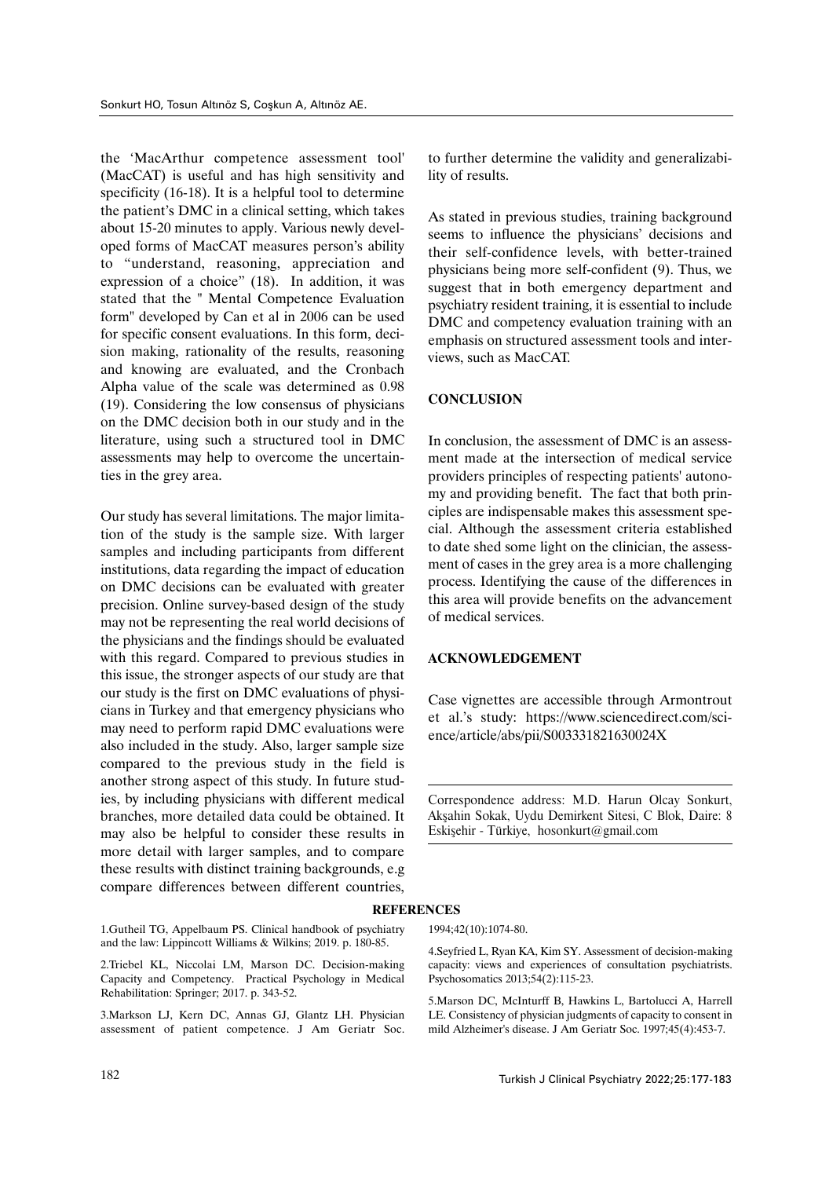the 'MacArthur competence assessment tool' (MacCAT) is useful and has high sensitivity and specificity (16-18). It is a helpful tool to determine the patient's DMC in a clinical setting, which takes about 15-20 minutes to apply. Various newly developed forms of MacCAT measures person's ability to "understand, reasoning, appreciation and expression of a choice" (18). In addition, it was stated that the " Mental Competence Evaluation form" developed by Can et al in 2006 can be used for specific consent evaluations. In this form, decision making, rationality of the results, reasoning and knowing are evaluated, and the Cronbach Alpha value of the scale was determined as 0.98 (19). Considering the low consensus of physicians on the DMC decision both in our study and in the literature, using such a structured tool in DMC assessments may help to overcome the uncertainties in the grey area.

Our study has several limitations. The major limitation of the study is the sample size. With larger samples and including participants from different institutions, data regarding the impact of education on DMC decisions can be evaluated with greater precision. Online survey-based design of the study may not be representing the real world decisions of the physicians and the findings should be evaluated with this regard. Compared to previous studies in this issue, the stronger aspects of our study are that our study is the first on DMC evaluations of physicians in Turkey and that emergency physicians who may need to perform rapid DMC evaluations were also included in the study. Also, larger sample size compared to the previous study in the field is another strong aspect of this study. In future studies, by including physicians with different medical branches, more detailed data could be obtained. It may also be helpful to consider these results in more detail with larger samples, and to compare these results with distinct training backgrounds, e.g compare differences between different countries, to further determine the validity and generalizability of results.

As stated in previous studies, training background seems to influence the physicians' decisions and their self-confidence levels, with better-trained physicians being more self-confident (9). Thus, we suggest that in both emergency department and psychiatry resident training, it is essential to include DMC and competency evaluation training with an emphasis on structured assessment tools and interviews, such as MacCAT.

## CONCLUSION

In conclusion, the assessment of DMC is an assessment made at the intersection of medical service providers principles of respecting patients' autonomy and providing benefit. The fact that both principles are indispensable makes this assessment special. Although the assessment criteria established to date shed some light on the clinician, the assessment of cases in the grey area is a more challenging process. Identifying the cause of the differences in this area will provide benefits on the advancement of medical services.

## ACKNOWLEDGEMENT

Case vignettes are accessible through Armontrout et al.'s study: https://www.sciencedirect.com/science/article/abs/pii/S003331821630024X

Correspondence address: M.D. Harun Olcay Sonkurt, Akşahin Sokak, Uydu Demirkent Sitesi, C Blok, Daire: 8 Eskişehir - Türkiye, hosonkurt@gmail.com

## REFERENCES

1.Gutheil TG, Appelbaum PS. Clinical handbook of psychiatry and the law: Lippincott Williams & Wilkins; 2019. p. 180-85.

2.Triebel KL, Niccolai LM, Marson DC. Decision-making Capacity and Competency. Practical Psychology in Medical Rehabilitation: Springer; 2017. p. 343-52.

3.Markson LJ, Kern DC, Annas GJ, Glantz LH. Physician assessment of patient competence. J Am Geriatr Soc. 1994;42(10):1074-80.

4.Seyfried L, Ryan KA, Kim SY. Assessment of decision-making capacity: views and experiences of consultation psychiatrists. Psychosomatics 2013;54(2):115-23.

5.Marson DC, McInturff B, Hawkins L, Bartolucci A, Harrell LE. Consistency of physician judgments of capacity to consent in mild Alzheimer's disease. J Am Geriatr Soc. 1997;45(4):453-7.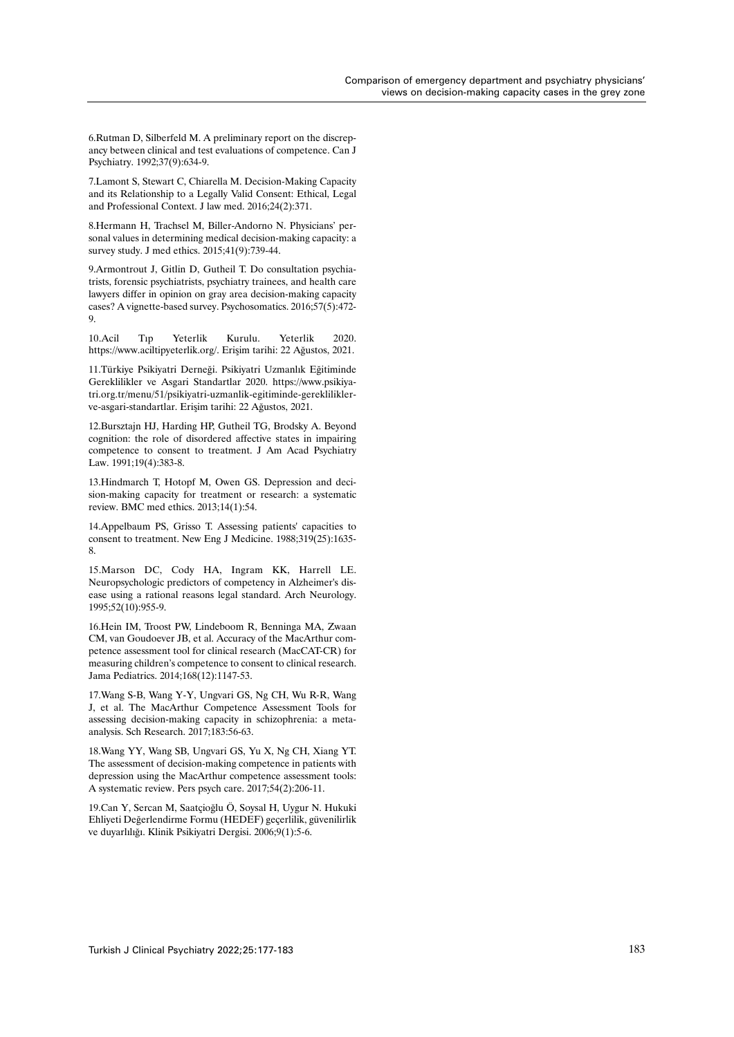6.Rutman D, Silberfeld M. A preliminary report on the discrepancy between clinical and test evaluations of competence. Can J Psychiatry. 1992;37(9):634-9.

7.Lamont S, Stewart C, Chiarella M. Decision-Making Capacity and its Relationship to a Legally Valid Consent: Ethical, Legal and Professional Context. J law med. 2016;24(2):371.

8.Hermann H, Trachsel M, Biller-Andorno N. Physicians' personal values in determining medical decision-making capacity: a survey study. J med ethics. 2015;41(9):739-44.

9.Armontrout J, Gitlin D, Gutheil T. Do consultation psychiatrists, forensic psychiatrists, psychiatry trainees, and health care lawyers differ in opinion on gray area decision-making capacity cases? A vignette-based survey. Psychosomatics. 2016;57(5):472-9.

10.Acil Tıp Yeterlik Kurulu. Yeterlik 2020. https://www.aciltipyeterlik.org/. Erişim tarihi: 22 Ağustos, 2021.

11.Türkiye Psikiyatri Derneği. Psikiyatri Uzmanlık Eğitiminde Gereklilikler ve Asgari Standartlar 2020. https://www.psikiyatri.org.tr/menu/51/psikiyatri-uzmanlik-egitiminde-gereklilikler-ve-asgari-standartlar. Erişim tarihi: 22 Ağustos, 2021.

12.Bursztajn HJ, Harding HP, Gutheil TG, Brodsky A. Beyond cognition: the role of disordered affective states in impairing competence to consent to treatment. J Am Acad Psychiatry Law. 1991;19(4):383-8.

13.Hindmarch T, Hotopf M, Owen GS. Depression and decision-making capacity for treatment or research: a systematic review. BMC med ethics. 2013;14(1):54.

14.Appelbaum PS, Grisso T. Assessing patients' capacities to consent to treatment. New Eng J Medicine. 1988;319(25):1635-8.

15.Marson DC, Cody HA, Ingram KK, Harrell LE. Neuropsychologic predictors of competency in Alzheimer's disease using a rational reasons legal standard. Arch Neurology. 1995;52(10):955-9.

16.Hein IM, Troost PW, Lindeboom R, Benninga MA, Zwaan CM, van Goudoever JB, et al. Accuracy of the MacArthur competence assessment tool for clinical research (MacCAT-CR) for measuring children's competence to consent to clinical research. Jama Pediatrics. 2014;168(12):1147-53.

17.Wang S-B, Wang Y-Y, Ungvari GS, Ng CH, Wu R-R, Wang J, et al. The MacArthur Competence Assessment Tools for assessing decision-making capacity in schizophrenia: a meta-analysis. Sch Research. 2017;183:56-63.

18.Wang YY, Wang SB, Ungvari GS, Yu X, Ng CH, Xiang YT. The assessment of decision-making competence in patients with depression using the MacArthur competence assessment tools: A systematic review. Pers psych care. 2017;54(2):206-11.

19.Can Y, Sercan M, Saatçioğlu Ö, Soysal H, Uygur N. Hukuki Ehliyeti Değerlendirme Formu (HEDEF) geçerlilik, güvenilirlik ve duyarlılığı. Klinik Psikiyatri Dergisi. 2006;9(1):5-6.